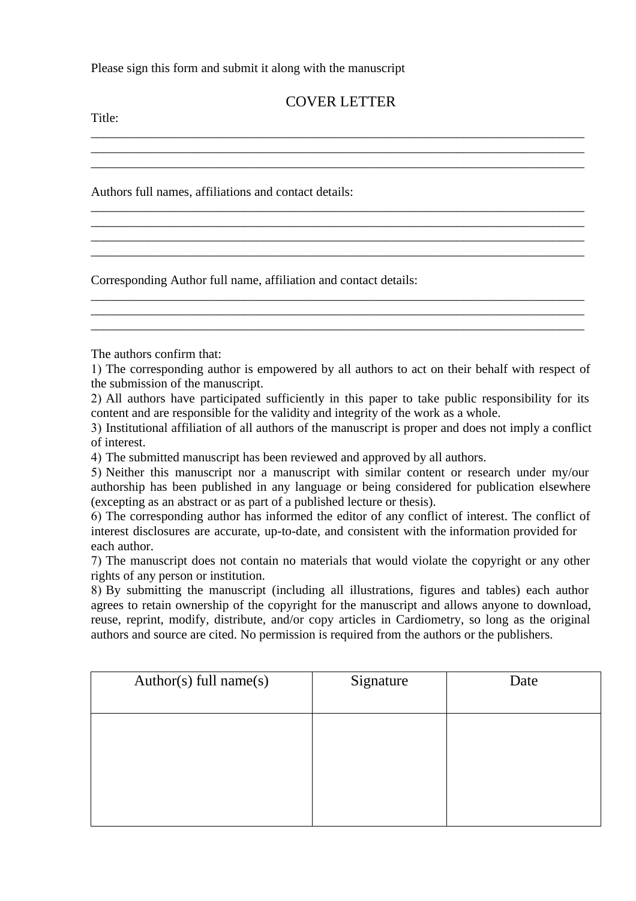Please sign this form and submit it along with the manuscript

# COVER LETTER

Title:

________________________________________________________________________________
________________________________________________________________________________
________________________________________________________________________________

Authors full names, affiliations and contact details:

________________________________________________________________________________
________________________________________________________________________________
________________________________________________________________________________
________________________________________________________________________________

Corresponding Author full name, affiliation and contact details:

________________________________________________________________________________
________________________________________________________________________________
________________________________________________________________________________

The authors confirm that:

1) The corresponding author is empowered by all authors to act on their behalf with respect of the submission of the manuscript.
2) All authors have participated sufficiently in this paper to take public responsibility for its content and are responsible for the validity and integrity of the work as a whole.
3) Institutional affiliation of all authors of the manuscript is proper and does not imply a conflict of interest.
4) The submitted manuscript has been reviewed and approved by all authors.
5) Neither this manuscript nor a manuscript with similar content or research under my/our authorship has been published in any language or being considered for publication elsewhere (excepting as an abstract or as part of a published lecture or thesis).
6) The corresponding author has informed the editor of any conflict of interest. The conflict of interest disclosures are accurate, up-to-date, and consistent with the information provided for each author.
7) The manuscript does not contain no materials that would violate the copyright or any other rights of any person or institution.
8) By submitting the manuscript (including all illustrations, figures and tables) each author agrees to retain ownership of the copyright for the manuscript and allows anyone to download, reuse, reprint, modify, distribute, and/or copy articles in Cardiometry, so long as the original authors and source are cited. No permission is required from the authors or the publishers.

| Author(s) full name(s) | Signature | Date |
| --- | --- | --- |
| | | |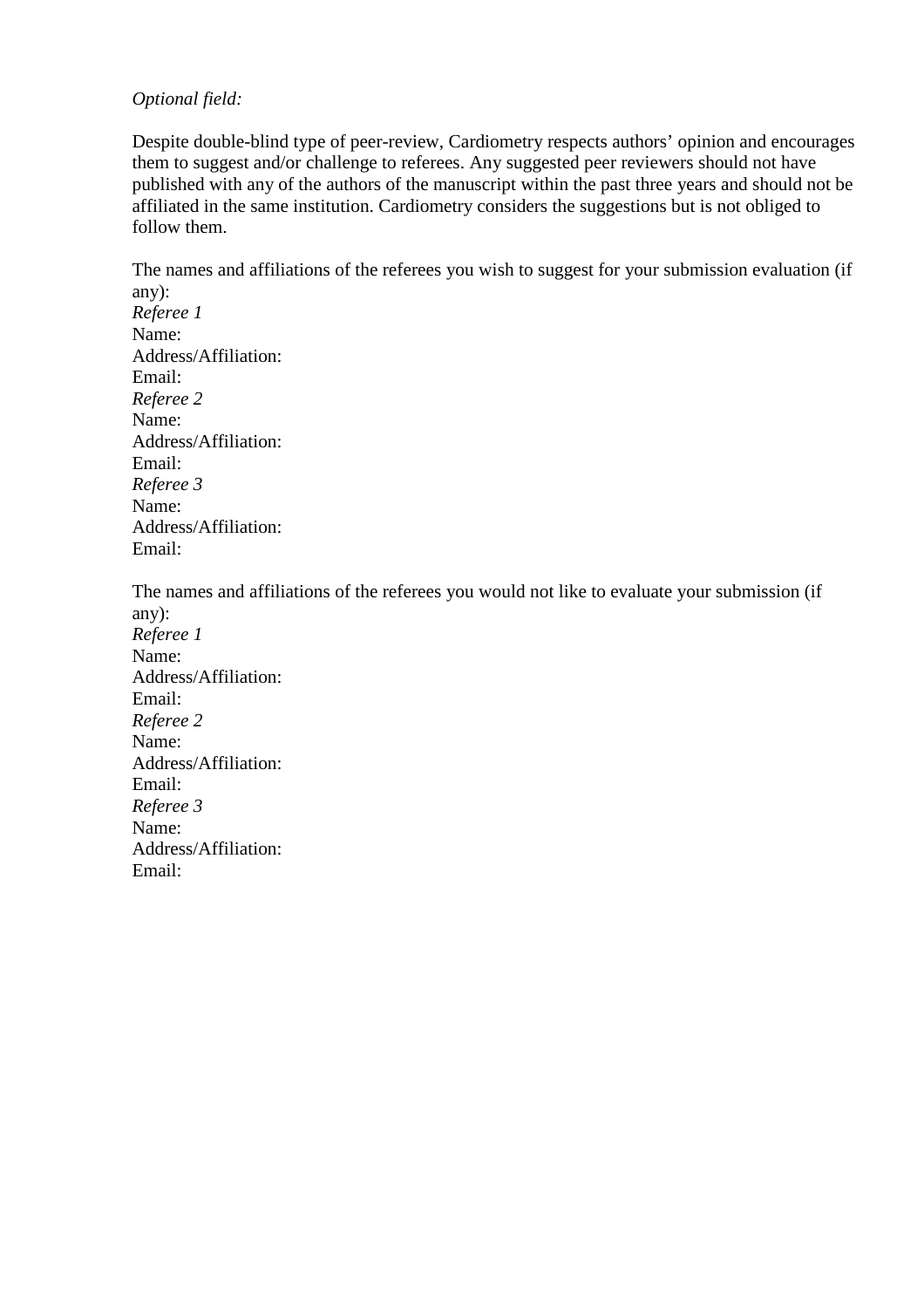*Optional field:*

Despite double-blind type of peer-review, Cardiometry respects authors' opinion and encourages them to suggest and/or challenge to referees. Any suggested peer reviewers should not have published with any of the authors of the manuscript within the past three years and should not be affiliated in the same institution. Cardiometry considers the suggestions but is not obliged to follow them.

The names and affiliations of the referees you wish to suggest for your submission evaluation (if any):

*Referee 1*
Name:
Address/Affiliation:
Email:
*Referee 2*
Name:
Address/Affiliation:
Email:
*Referee 3*
Name:
Address/Affiliation:
Email:

The names and affiliations of the referees you would not like to evaluate your submission (if any):

*Referee 1*
Name:
Address/Affiliation:
Email:
*Referee 2*
Name:
Address/Affiliation:
Email:
*Referee 3*
Name:
Address/Affiliation:
Email: